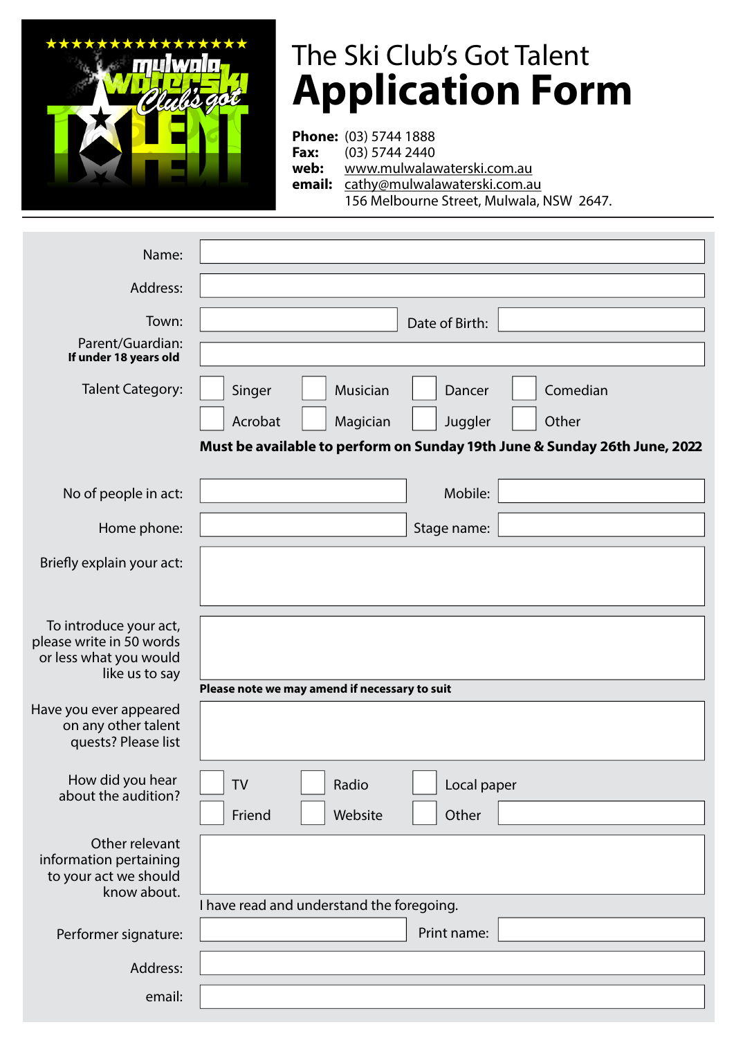# The Ski Club's Got Talent
# Application Form

**Phone:** (03) 5744 1888
**Fax:** (03) 5744 2440
**web:** www.mulwalawaterski.com.au
**email:** cathy@mulwalawaterski.com.au
156 Melbourne Street, Mulwala, NSW 2647.

---

Name: ____________________

Address: ____________________

Town: ____________________ Date of Birth: ____________________

Parent/Guardian: ____________________
**If under 18 years old**

Talent Category:
- [ ] Singer
- [ ] Musician
- [ ] Dancer
- [ ] Comedian
- [ ] Acrobat
- [ ] Magician
- [ ] Juggler
- [ ] Other

**Must be available to perform on Sunday 19th June & Sunday 26th June, 2022**

No of people in act: ____________________ Mobile: ____________________

Home phone: ____________________ Stage name: ____________________

Briefly explain your act: ____________________

To introduce your act, please write in 50 words or less what you would like us to say: ____________________

**Please note we may amend if necessary to suit**

Have you ever appeared on any other talent quests? Please list: ____________________

How did you hear about the audition?
- [ ] TV
- [ ] Radio
- [ ] Local paper
- [ ] Friend
- [ ] Website
- [ ] Other ____________________

Other relevant information pertaining to your act we should know about: ____________________

I have read and understand the foregoing.

Performer signature: ____________________ Print name: ____________________

Address: ____________________

email: ____________________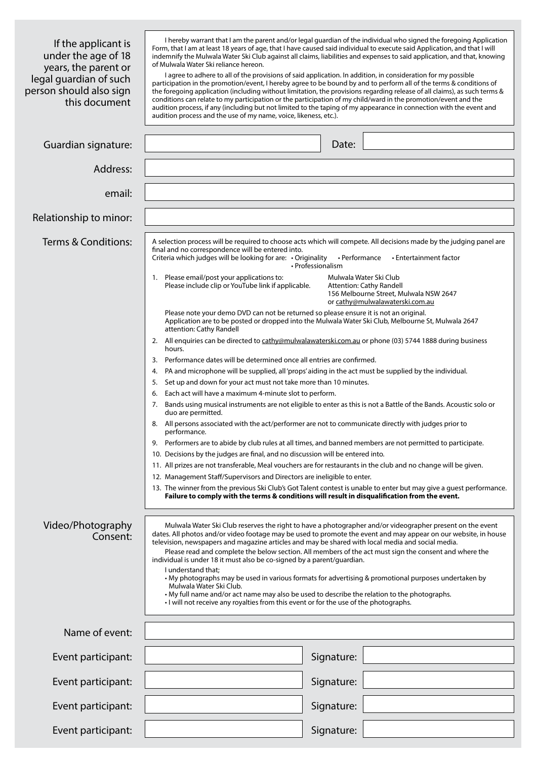If the applicant is under the age of 18 years, the parent or legal guardian of such person should also sign this document

I hereby warrant that I am the parent and/or legal guardian of the individual who signed the foregoing Application Form, that I am at least 18 years of age, that I have caused said individual to execute said Application, and that I will indemnify the Mulwala Water Ski Club against all claims, liabilities and expenses to said application, and that, knowing of Mulwala Water Ski reliance hereon.

I agree to adhere to all of the provisions of said application. In addition, in consideration for my possible participation in the promotion/event, I hereby agree to be bound by and to perform all of the terms & conditions of the foregoing application (including without limitation, the provisions regarding release of all claims), as such terms & conditions can relate to my participation or the participation of my child/ward in the promotion/event and the audition process, if any (including but not limited to the taping of my appearance in connection with the event and audition process and the use of my name, voice, likeness, etc.).

Guardian signature: ______________________ Date: ______________________

Address: ______________________

email: ______________________

Relationship to minor: ______________________

**Terms & Conditions:**

A selection process will be required to choose acts which will compete. All decisions made by the judging panel are final and no correspondence will be entered into.
Criteria which judges will be looking for are: • Originality • Performance • Entertainment factor • Professionalism

1. Please email/post your applications to:
   Please include clip or YouTube link if applicable.

   Mulwala Water Ski Club
   Attention: Cathy Randell
   156 Melbourne Street, Mulwala NSW 2647
   or cathy@mulwalawaterski.com.au

   Please note your demo DVD can not be returned so please ensure it is not an original.
   Application are to be posted or dropped into the Mulwala Water Ski Club, Melbourne St, Mulwala 2647 attention: Cathy Randell
2. All enquiries can be directed to cathy@mulwalawaterski.com.au or phone (03) 5744 1888 during business hours.
3. Performance dates will be determined once all entries are confirmed.
4. PA and microphone will be supplied, all 'props' aiding in the act must be supplied by the individual.
5. Set up and down for your act must not take more than 10 minutes.
6. Each act will have a maximum 4-minute slot to perform.
7. Bands using musical instruments are not eligible to enter as this is not a Battle of the Bands. Acoustic solo or duo are permitted.
8. All persons associated with the act/performer are not to communicate directly with judges prior to performance.
9. Performers are to abide by club rules at all times, and banned members are not permitted to participate.
10. Decisions by the judges are final, and no discussion will be entered into.
11. All prizes are not transferable, Meal vouchers are for restaurants in the club and no change will be given.
12. Management Staff/Supervisors and Directors are ineligible to enter.
13. The winner from the previous Ski Club's Got Talent contest is unable to enter but may give a guest performance.
    **Failure to comply with the terms & conditions will result in disqualification from the event.**

**Video/Photography Consent:**

Mulwala Water Ski Club reserves the right to have a photographer and/or videographer present on the event dates. All photos and/or video footage may be used to promote the event and may appear on our website, in house television, newspapers and magazine articles and may be shared with local media and social media.

Please read and complete the below section. All members of the act must sign the consent and where the individual is under 18 it must also be co-signed by a parent/guardian.

I understand that;

- My photographs may be used in various formats for advertising & promotional purposes undertaken by Mulwala Water Ski Club.
- My full name and/or act name may also be used to describe the relation to the photographs.
- I will not receive any royalties from this event or for the use of the photographs.

Name of event: ______________________

Event participant: ______________________ Signature: ______________________

Event participant: ______________________ Signature: ______________________

Event participant: ______________________ Signature: ______________________

Event participant: ______________________ Signature: ______________________